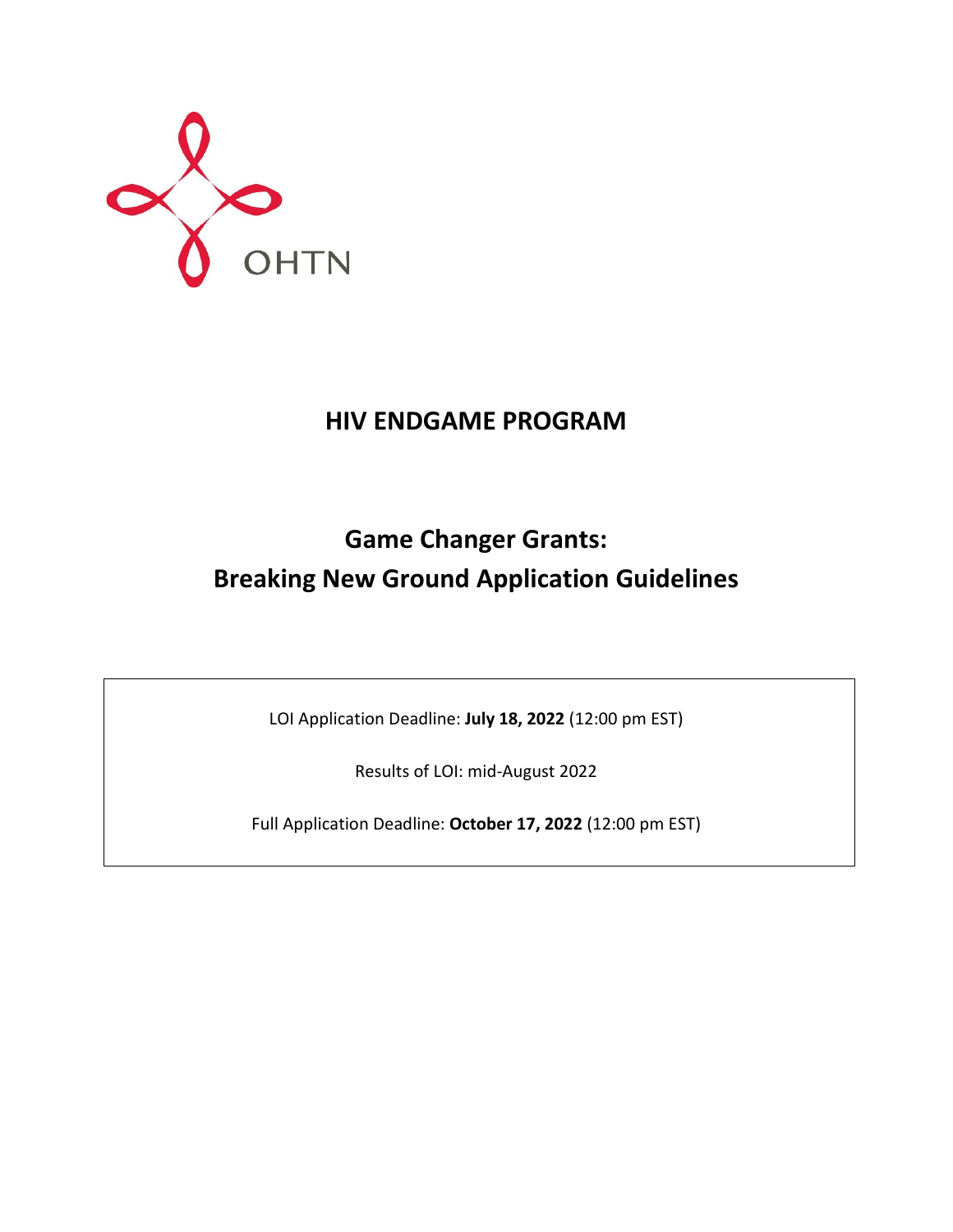OHTN

# HIV ENDGAME PROGRAM

# Game Changer Grants: Breaking New Ground Application Guidelines

LOI Application Deadline: **July 18, 2022** (12:00 pm EST)

Results of LOI: mid-August 2022

Full Application Deadline: **October 17, 2022** (12:00 pm EST)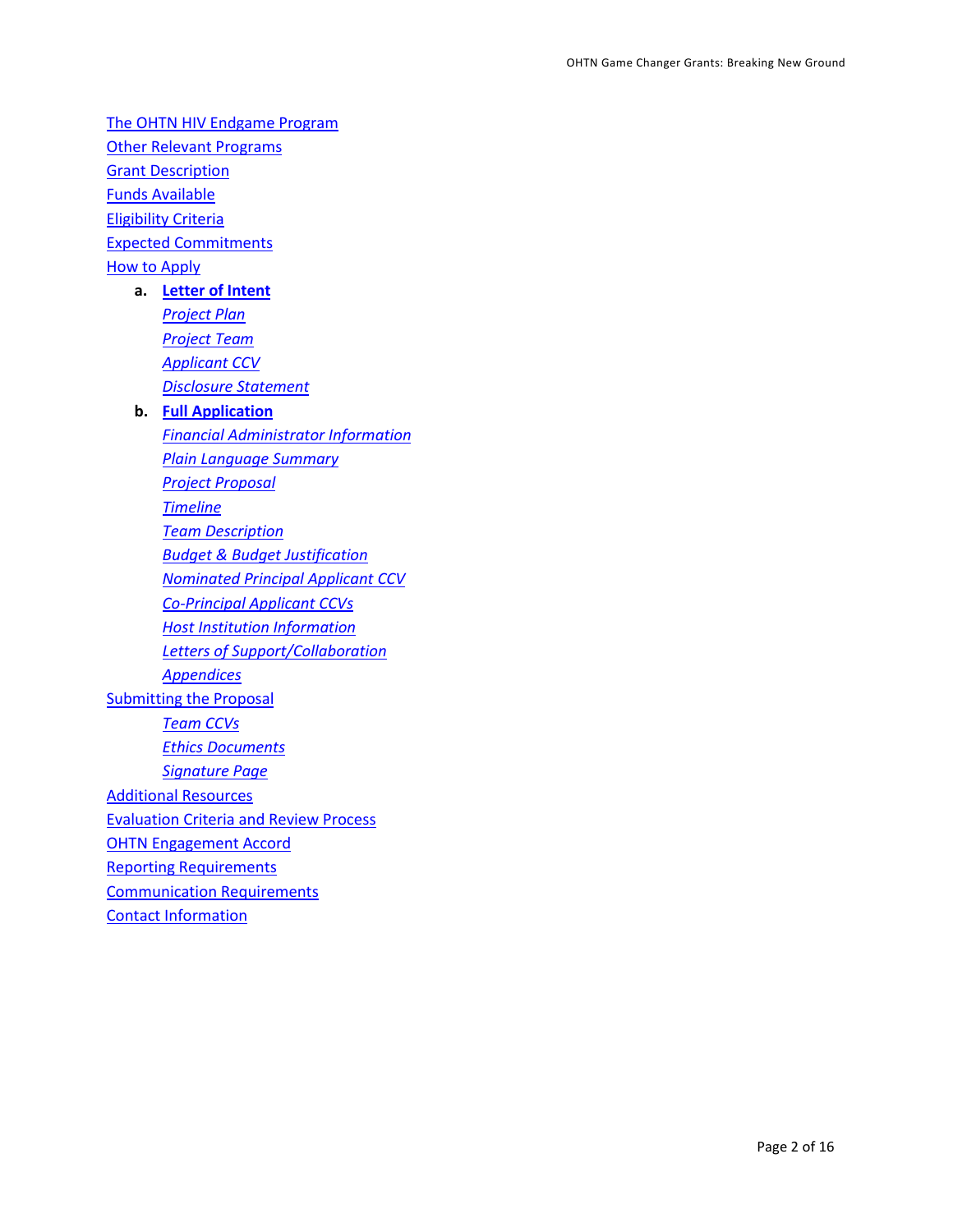- The OHTN HIV Endgame Program
- Other Relevant Programs
- Grant Description
- Funds Available
- Eligibility Criteria
- Expected Commitments
- How to Apply
  - **a. Letter of Intent**
    - *Project Plan*
    - *Project Team*
    - *Applicant CCV*
    - *Disclosure Statement*
  - **b. Full Application**
    - *Financial Administrator Information*
    - *Plain Language Summary*
    - *Project Proposal*
    - *Timeline*
    - *Team Description*
    - *Budget & Budget Justification*
    - *Nominated Principal Applicant CCV*
    - *Co-Principal Applicant CCVs*
    - *Host Institution Information*
    - *Letters of Support/Collaboration*
    - *Appendices*
- Submitting the Proposal
  - *Team CCVs*
  - *Ethics Documents*
  - *Signature Page*
- Additional Resources
- Evaluation Criteria and Review Process
- OHTN Engagement Accord
- Reporting Requirements
- Communication Requirements
- Contact Information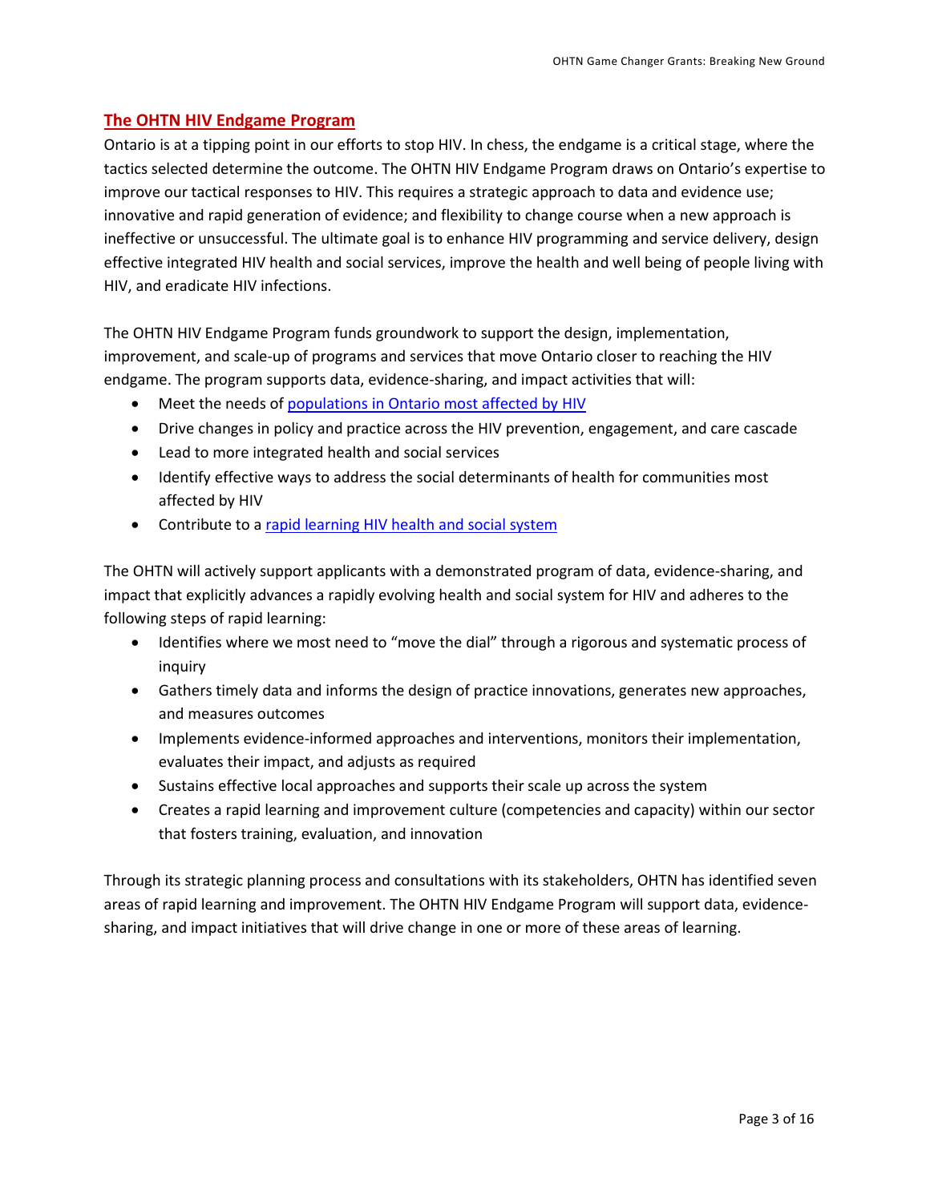## The OHTN HIV Endgame Program

Ontario is at a tipping point in our efforts to stop HIV. In chess, the endgame is a critical stage, where the tactics selected determine the outcome. The OHTN HIV Endgame Program draws on Ontario's expertise to improve our tactical responses to HIV. This requires a strategic approach to data and evidence use; innovative and rapid generation of evidence; and flexibility to change course when a new approach is ineffective or unsuccessful. The ultimate goal is to enhance HIV programming and service delivery, design effective integrated HIV health and social services, improve the health and well being of people living with HIV, and eradicate HIV infections.

The OHTN HIV Endgame Program funds groundwork to support the design, implementation, improvement, and scale-up of programs and services that move Ontario closer to reaching the HIV endgame. The program supports data, evidence-sharing, and impact activities that will:

- Meet the needs of populations in Ontario most affected by HIV
- Drive changes in policy and practice across the HIV prevention, engagement, and care cascade
- Lead to more integrated health and social services
- Identify effective ways to address the social determinants of health for communities most affected by HIV
- Contribute to a rapid learning HIV health and social system

The OHTN will actively support applicants with a demonstrated program of data, evidence-sharing, and impact that explicitly advances a rapidly evolving health and social system for HIV and adheres to the following steps of rapid learning:

- Identifies where we most need to "move the dial" through a rigorous and systematic process of inquiry
- Gathers timely data and informs the design of practice innovations, generates new approaches, and measures outcomes
- Implements evidence-informed approaches and interventions, monitors their implementation, evaluates their impact, and adjusts as required
- Sustains effective local approaches and supports their scale up across the system
- Creates a rapid learning and improvement culture (competencies and capacity) within our sector that fosters training, evaluation, and innovation

Through its strategic planning process and consultations with its stakeholders, OHTN has identified seven areas of rapid learning and improvement. The OHTN HIV Endgame Program will support data, evidence-sharing, and impact initiatives that will drive change in one or more of these areas of learning.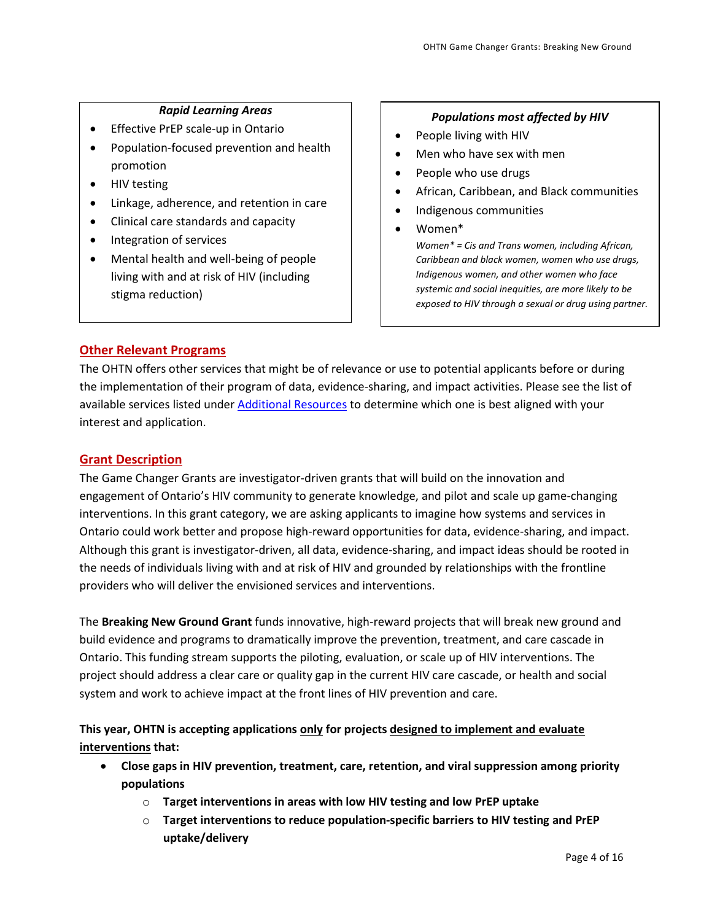***Rapid Learning Areas***

- Effective PrEP scale-up in Ontario
- Population-focused prevention and health promotion
- HIV testing
- Linkage, adherence, and retention in care
- Clinical care standards and capacity
- Integration of services
- Mental health and well-being of people living with and at risk of HIV (including stigma reduction)

***Populations most affected by HIV***

- People living with HIV
- Men who have sex with men
- People who use drugs
- African, Caribbean, and Black communities
- Indigenous communities
- Women*

  *Women* = Cis and Trans women, including African, Caribbean and black women, women who use drugs, Indigenous women, and other women who face systemic and social inequities, are more likely to be exposed to HIV through a sexual or drug using partner.*

## Other Relevant Programs

The OHTN offers other services that might be of relevance or use to potential applicants before or during the implementation of their program of data, evidence-sharing, and impact activities. Please see the list of available services listed under Additional Resources to determine which one is best aligned with your interest and application.

## Grant Description

The Game Changer Grants are investigator-driven grants that will build on the innovation and engagement of Ontario's HIV community to generate knowledge, and pilot and scale up game-changing interventions. In this grant category, we are asking applicants to imagine how systems and services in Ontario could work better and propose high-reward opportunities for data, evidence-sharing, and impact. Although this grant is investigator-driven, all data, evidence-sharing, and impact ideas should be rooted in the needs of individuals living with and at risk of HIV and grounded by relationships with the frontline providers who will deliver the envisioned services and interventions.

The **Breaking New Ground Grant** funds innovative, high-reward projects that will break new ground and build evidence and programs to dramatically improve the prevention, treatment, and care cascade in Ontario. This funding stream supports the piloting, evaluation, or scale up of HIV interventions. The project should address a clear care or quality gap in the current HIV care cascade, or health and social system and work to achieve impact at the front lines of HIV prevention and care.

**This year, OHTN is accepting applications <u>only</u> for projects <u>designed to implement and evaluate interventions</u> that:**

- **Close gaps in HIV prevention, treatment, care, retention, and viral suppression among priority populations**
  - **Target interventions in areas with low HIV testing and low PrEP uptake**
  - **Target interventions to reduce population-specific barriers to HIV testing and PrEP uptake/delivery**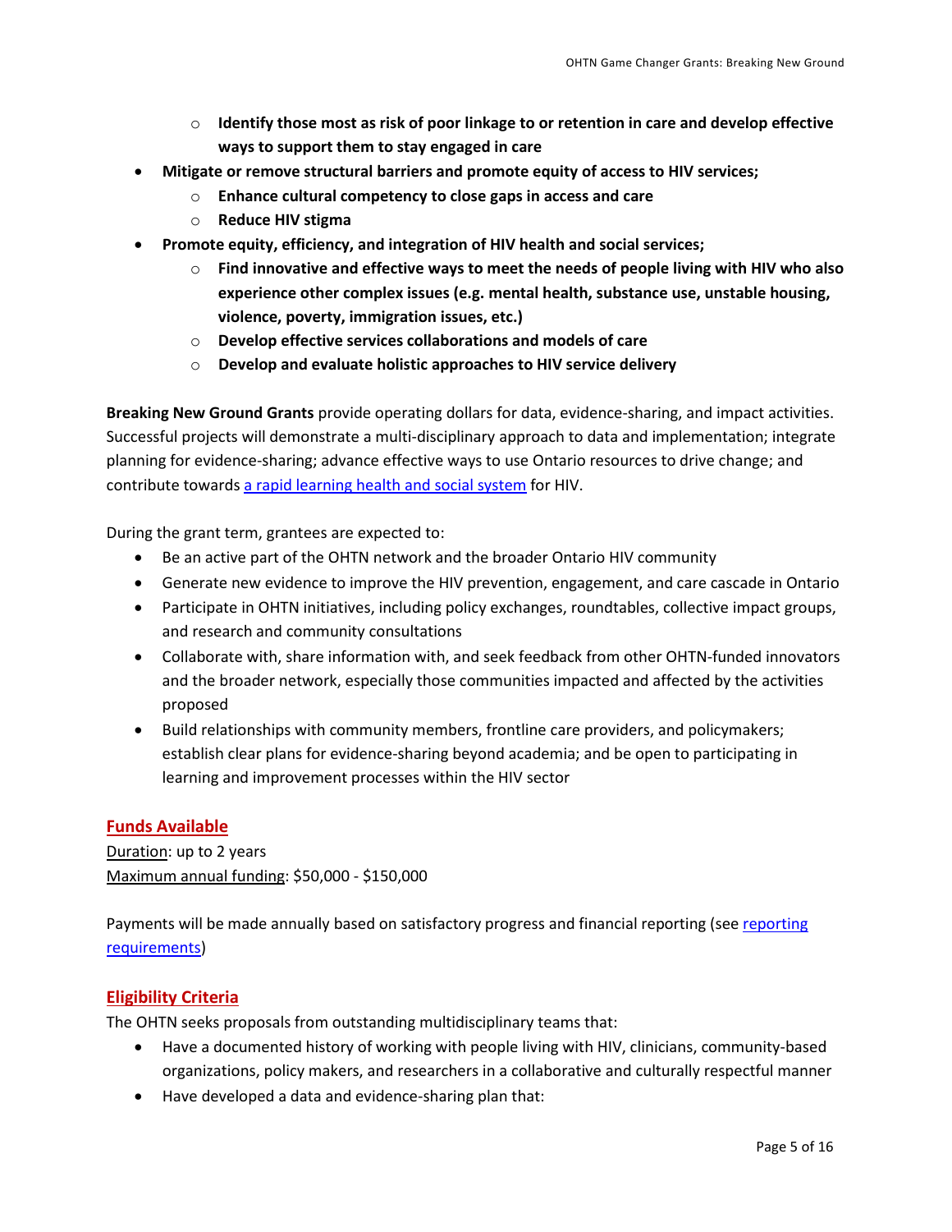- **Identify those most as risk of poor linkage to or retention in care and develop effective ways to support them to stay engaged in care**
- **Mitigate or remove structural barriers and promote equity of access to HIV services;**
    - **Enhance cultural competency to close gaps in access and care**
    - **Reduce HIV stigma**
- **Promote equity, efficiency, and integration of HIV health and social services;**
    - **Find innovative and effective ways to meet the needs of people living with HIV who also experience other complex issues (e.g. mental health, substance use, unstable housing, violence, poverty, immigration issues, etc.)**
    - **Develop effective services collaborations and models of care**
    - **Develop and evaluate holistic approaches to HIV service delivery**

**Breaking New Ground Grants** provide operating dollars for data, evidence-sharing, and impact activities. Successful projects will demonstrate a multi-disciplinary approach to data and implementation; integrate planning for evidence-sharing; advance effective ways to use Ontario resources to drive change; and contribute towards a rapid learning health and social system for HIV.

During the grant term, grantees are expected to:

- Be an active part of the OHTN network and the broader Ontario HIV community
- Generate new evidence to improve the HIV prevention, engagement, and care cascade in Ontario
- Participate in OHTN initiatives, including policy exchanges, roundtables, collective impact groups, and research and community consultations
- Collaborate with, share information with, and seek feedback from other OHTN-funded innovators and the broader network, especially those communities impacted and affected by the activities proposed
- Build relationships with community members, frontline care providers, and policymakers; establish clear plans for evidence-sharing beyond academia; and be open to participating in learning and improvement processes within the HIV sector

## Funds Available

Duration: up to 2 years
Maximum annual funding: $50,000 - $150,000

Payments will be made annually based on satisfactory progress and financial reporting (see reporting requirements)

## Eligibility Criteria

The OHTN seeks proposals from outstanding multidisciplinary teams that:

- Have a documented history of working with people living with HIV, clinicians, community-based organizations, policy makers, and researchers in a collaborative and culturally respectful manner
- Have developed a data and evidence-sharing plan that: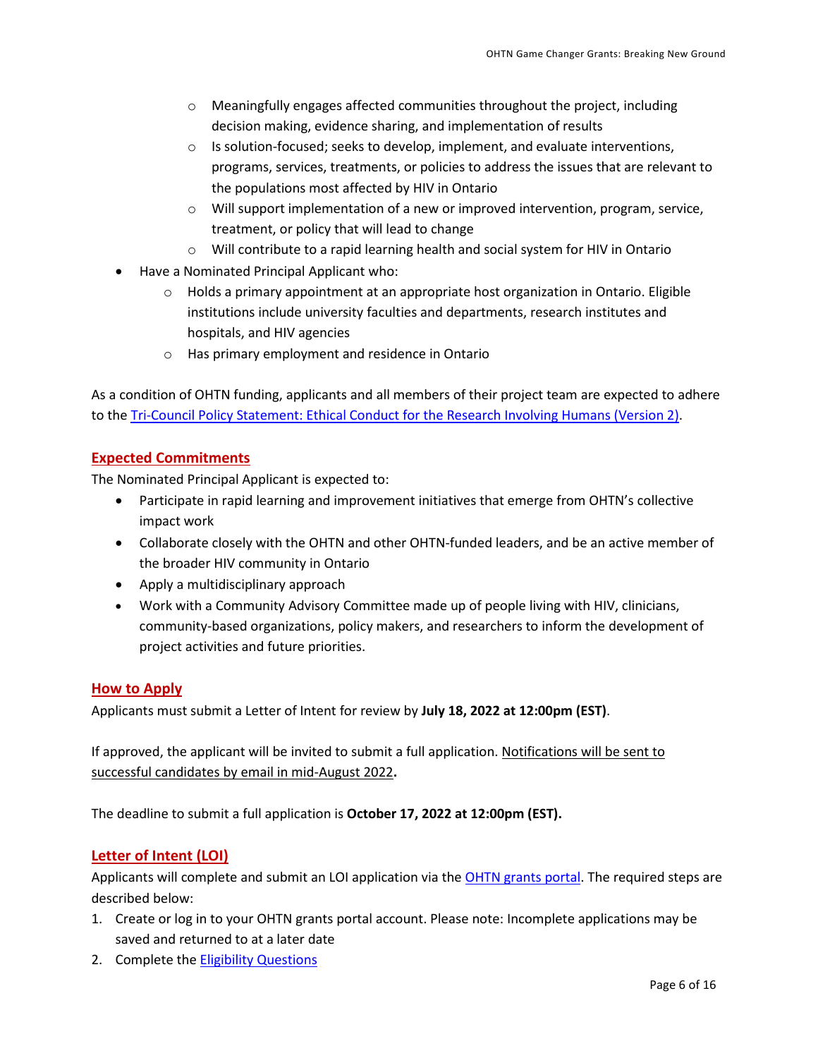- Meaningfully engages affected communities throughout the project, including decision making, evidence sharing, and implementation of results
  - Is solution-focused; seeks to develop, implement, and evaluate interventions, programs, services, treatments, or policies to address the issues that are relevant to the populations most affected by HIV in Ontario
  - Will support implementation of a new or improved intervention, program, service, treatment, or policy that will lead to change
  - Will contribute to a rapid learning health and social system for HIV in Ontario
- Have a Nominated Principal Applicant who:
  - Holds a primary appointment at an appropriate host organization in Ontario. Eligible institutions include university faculties and departments, research institutes and hospitals, and HIV agencies
  - Has primary employment and residence in Ontario

As a condition of OHTN funding, applicants and all members of their project team are expected to adhere to the Tri-Council Policy Statement: Ethical Conduct for the Research Involving Humans (Version 2).

## Expected Commitments

The Nominated Principal Applicant is expected to:

- Participate in rapid learning and improvement initiatives that emerge from OHTN's collective impact work
- Collaborate closely with the OHTN and other OHTN-funded leaders, and be an active member of the broader HIV community in Ontario
- Apply a multidisciplinary approach
- Work with a Community Advisory Committee made up of people living with HIV, clinicians, community-based organizations, policy makers, and researchers to inform the development of project activities and future priorities.

## How to Apply

Applicants must submit a Letter of Intent for review by **July 18, 2022 at 12:00pm (EST)**.

If approved, the applicant will be invited to submit a full application. Notifications will be sent to successful candidates by email in mid-August 2022**.**

The deadline to submit a full application is **October 17, 2022 at 12:00pm (EST).**

## Letter of Intent (LOI)

Applicants will complete and submit an LOI application via the OHTN grants portal. The required steps are described below:

1. Create or log in to your OHTN grants portal account. Please note: Incomplete applications may be saved and returned to at a later date
2. Complete the Eligibility Questions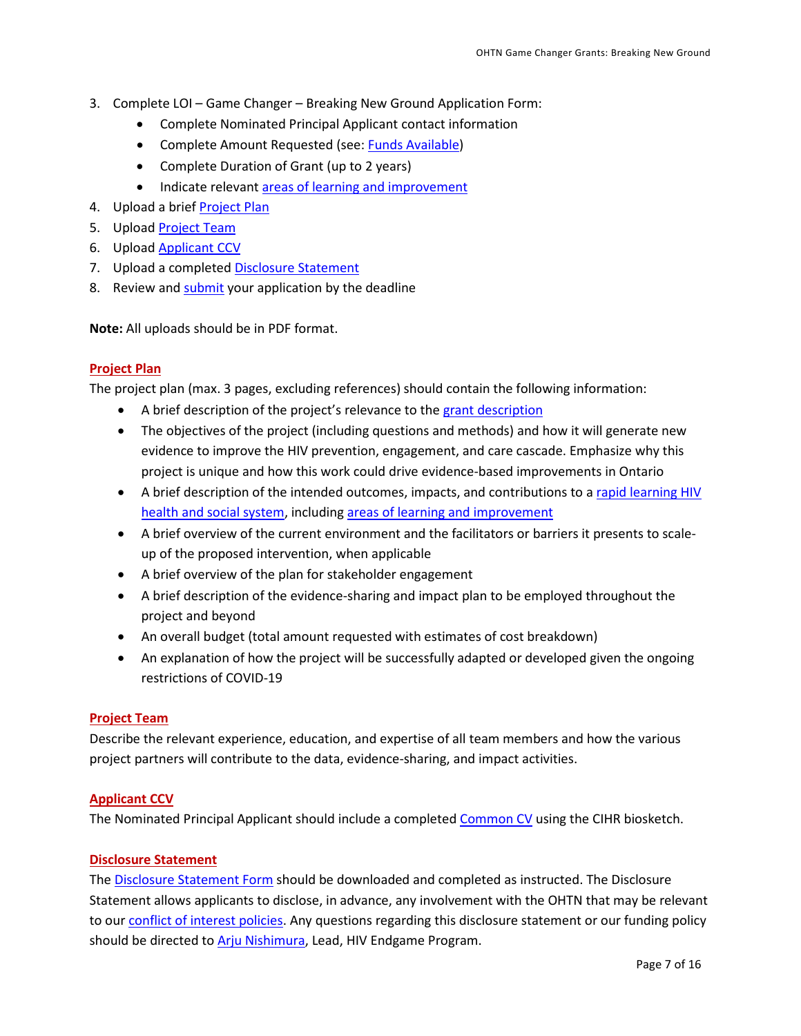3. Complete LOI – Game Changer – Breaking New Ground Application Form:
    - Complete Nominated Principal Applicant contact information
    - Complete Amount Requested (see: Funds Available)
    - Complete Duration of Grant (up to 2 years)
    - Indicate relevant areas of learning and improvement
4. Upload a brief Project Plan
5. Upload Project Team
6. Upload Applicant CCV
7. Upload a completed Disclosure Statement
8. Review and submit your application by the deadline

**Note:** All uploads should be in PDF format.

## Project Plan

The project plan (max. 3 pages, excluding references) should contain the following information:

- A brief description of the project's relevance to the grant description
- The objectives of the project (including questions and methods) and how it will generate new evidence to improve the HIV prevention, engagement, and care cascade. Emphasize why this project is unique and how this work could drive evidence-based improvements in Ontario
- A brief description of the intended outcomes, impacts, and contributions to a rapid learning HIV health and social system, including areas of learning and improvement
- A brief overview of the current environment and the facilitators or barriers it presents to scale-up of the proposed intervention, when applicable
- A brief overview of the plan for stakeholder engagement
- A brief description of the evidence-sharing and impact plan to be employed throughout the project and beyond
- An overall budget (total amount requested with estimates of cost breakdown)
- An explanation of how the project will be successfully adapted or developed given the ongoing restrictions of COVID-19

## Project Team

Describe the relevant experience, education, and expertise of all team members and how the various project partners will contribute to the data, evidence-sharing, and impact activities.

## Applicant CCV

The Nominated Principal Applicant should include a completed Common CV using the CIHR biosketch.

## Disclosure Statement

The Disclosure Statement Form should be downloaded and completed as instructed. The Disclosure Statement allows applicants to disclose, in advance, any involvement with the OHTN that may be relevant to our conflict of interest policies. Any questions regarding this disclosure statement or our funding policy should be directed to Arju Nishimura, Lead, HIV Endgame Program.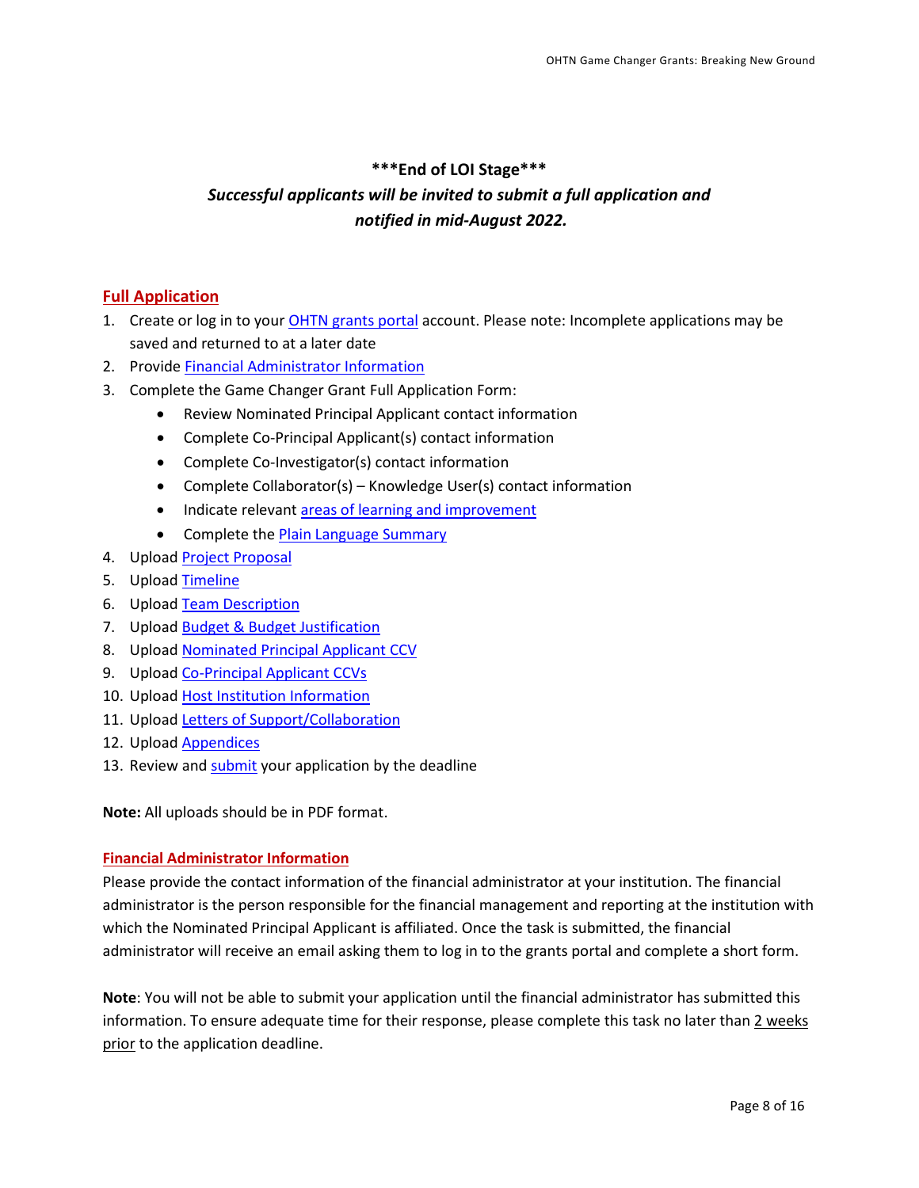**\*\*\*End of LOI Stage\*\*\***

***Successful applicants will be invited to submit a full application and notified in mid-August 2022.***

## Full Application

1. Create or log in to your OHTN grants portal account. Please note: Incomplete applications may be saved and returned to at a later date
2. Provide Financial Administrator Information
3. Complete the Game Changer Grant Full Application Form:
    - Review Nominated Principal Applicant contact information
    - Complete Co-Principal Applicant(s) contact information
    - Complete Co-Investigator(s) contact information
    - Complete Collaborator(s) – Knowledge User(s) contact information
    - Indicate relevant areas of learning and improvement
    - Complete the Plain Language Summary
4. Upload Project Proposal
5. Upload Timeline
6. Upload Team Description
7. Upload Budget & Budget Justification
8. Upload Nominated Principal Applicant CCV
9. Upload Co-Principal Applicant CCVs
10. Upload Host Institution Information
11. Upload Letters of Support/Collaboration
12. Upload Appendices
13. Review and submit your application by the deadline

**Note:** All uploads should be in PDF format.

### Financial Administrator Information

Please provide the contact information of the financial administrator at your institution. The financial administrator is the person responsible for the financial management and reporting at the institution with which the Nominated Principal Applicant is affiliated. Once the task is submitted, the financial administrator will receive an email asking them to log in to the grants portal and complete a short form.

**Note**: You will not be able to submit your application until the financial administrator has submitted this information. To ensure adequate time for their response, please complete this task no later than 2 weeks prior to the application deadline.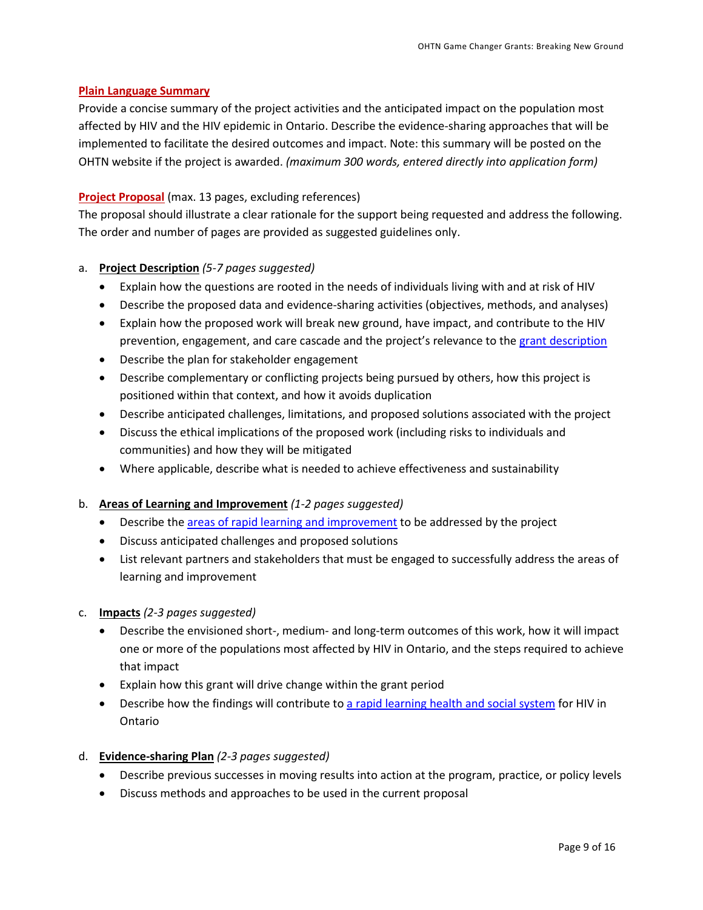**Plain Language Summary**

Provide a concise summary of the project activities and the anticipated impact on the population most affected by HIV and the HIV epidemic in Ontario. Describe the evidence-sharing approaches that will be implemented to facilitate the desired outcomes and impact. Note: this summary will be posted on the OHTN website if the project is awarded. *(maximum 300 words, entered directly into application form)*

**Project Proposal** (max. 13 pages, excluding references)

The proposal should illustrate a clear rationale for the support being requested and address the following. The order and number of pages are provided as suggested guidelines only.

a. **Project Description** *(5-7 pages suggested)*
   - Explain how the questions are rooted in the needs of individuals living with and at risk of HIV
   - Describe the proposed data and evidence-sharing activities (objectives, methods, and analyses)
   - Explain how the proposed work will break new ground, have impact, and contribute to the HIV prevention, engagement, and care cascade and the project's relevance to the grant description
   - Describe the plan for stakeholder engagement
   - Describe complementary or conflicting projects being pursued by others, how this project is positioned within that context, and how it avoids duplication
   - Describe anticipated challenges, limitations, and proposed solutions associated with the project
   - Discuss the ethical implications of the proposed work (including risks to individuals and communities) and how they will be mitigated
   - Where applicable, describe what is needed to achieve effectiveness and sustainability

b. **Areas of Learning and Improvement** *(1-2 pages suggested)*
   - Describe the areas of rapid learning and improvement to be addressed by the project
   - Discuss anticipated challenges and proposed solutions
   - List relevant partners and stakeholders that must be engaged to successfully address the areas of learning and improvement

c. **Impacts** *(2-3 pages suggested)*
   - Describe the envisioned short-, medium- and long-term outcomes of this work, how it will impact one or more of the populations most affected by HIV in Ontario, and the steps required to achieve that impact
   - Explain how this grant will drive change within the grant period
   - Describe how the findings will contribute to a rapid learning health and social system for HIV in Ontario

d. **Evidence-sharing Plan** *(2-3 pages suggested)*
   - Describe previous successes in moving results into action at the program, practice, or policy levels
   - Discuss methods and approaches to be used in the current proposal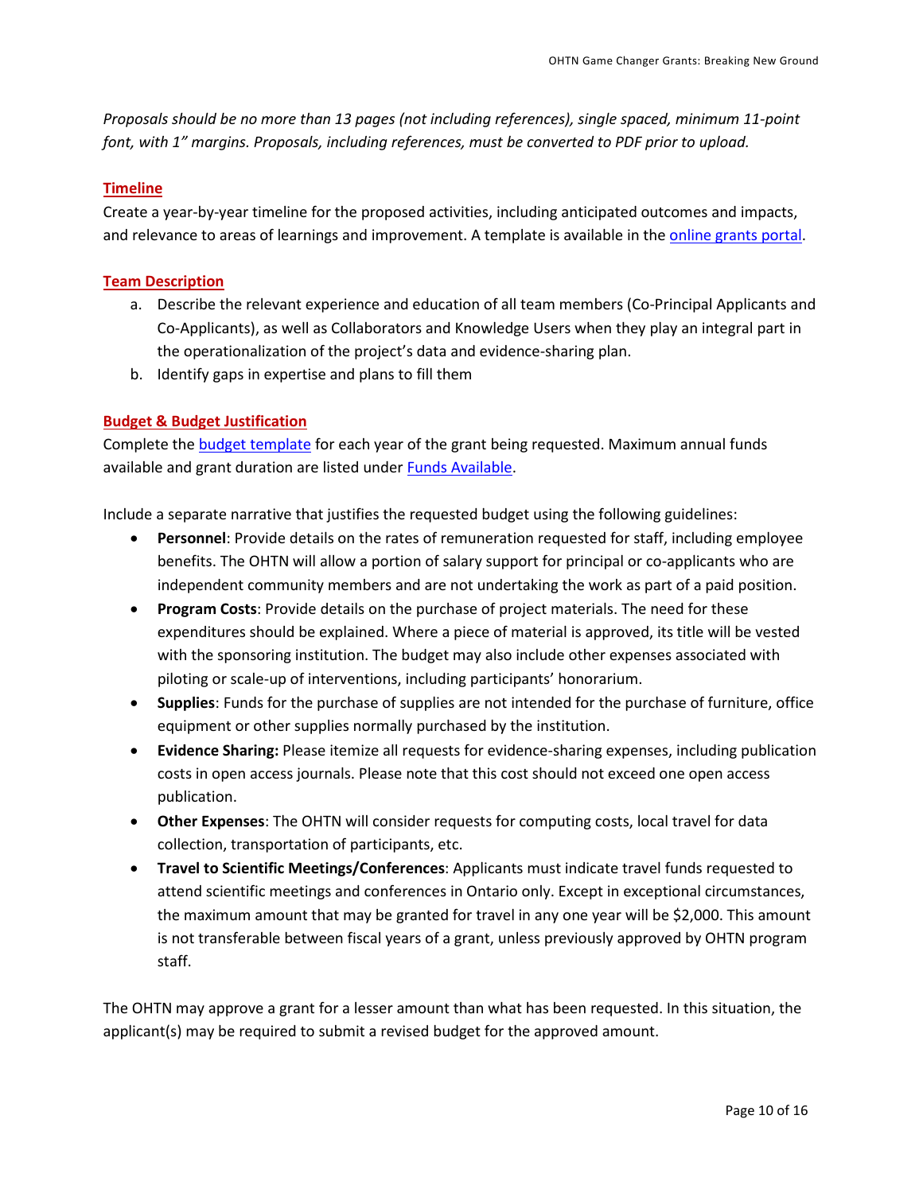*Proposals should be no more than 13 pages (not including references), single spaced, minimum 11-point font, with 1" margins. Proposals, including references, must be converted to PDF prior to upload.*

## Timeline

Create a year-by-year timeline for the proposed activities, including anticipated outcomes and impacts, and relevance to areas of learnings and improvement. A template is available in the online grants portal.

## Team Description

a. Describe the relevant experience and education of all team members (Co-Principal Applicants and Co-Applicants), as well as Collaborators and Knowledge Users when they play an integral part in the operationalization of the project's data and evidence-sharing plan.
b. Identify gaps in expertise and plans to fill them

## Budget & Budget Justification

Complete the budget template for each year of the grant being requested. Maximum annual funds available and grant duration are listed under Funds Available.

Include a separate narrative that justifies the requested budget using the following guidelines:

- **Personnel**: Provide details on the rates of remuneration requested for staff, including employee benefits. The OHTN will allow a portion of salary support for principal or co-applicants who are independent community members and are not undertaking the work as part of a paid position.
- **Program Costs**: Provide details on the purchase of project materials. The need for these expenditures should be explained. Where a piece of material is approved, its title will be vested with the sponsoring institution. The budget may also include other expenses associated with piloting or scale-up of interventions, including participants' honorarium.
- **Supplies**: Funds for the purchase of supplies are not intended for the purchase of furniture, office equipment or other supplies normally purchased by the institution.
- **Evidence Sharing:** Please itemize all requests for evidence-sharing expenses, including publication costs in open access journals. Please note that this cost should not exceed one open access publication.
- **Other Expenses**: The OHTN will consider requests for computing costs, local travel for data collection, transportation of participants, etc.
- **Travel to Scientific Meetings/Conferences**: Applicants must indicate travel funds requested to attend scientific meetings and conferences in Ontario only. Except in exceptional circumstances, the maximum amount that may be granted for travel in any one year will be $2,000. This amount is not transferable between fiscal years of a grant, unless previously approved by OHTN program staff.

The OHTN may approve a grant for a lesser amount than what has been requested. In this situation, the applicant(s) may be required to submit a revised budget for the approved amount.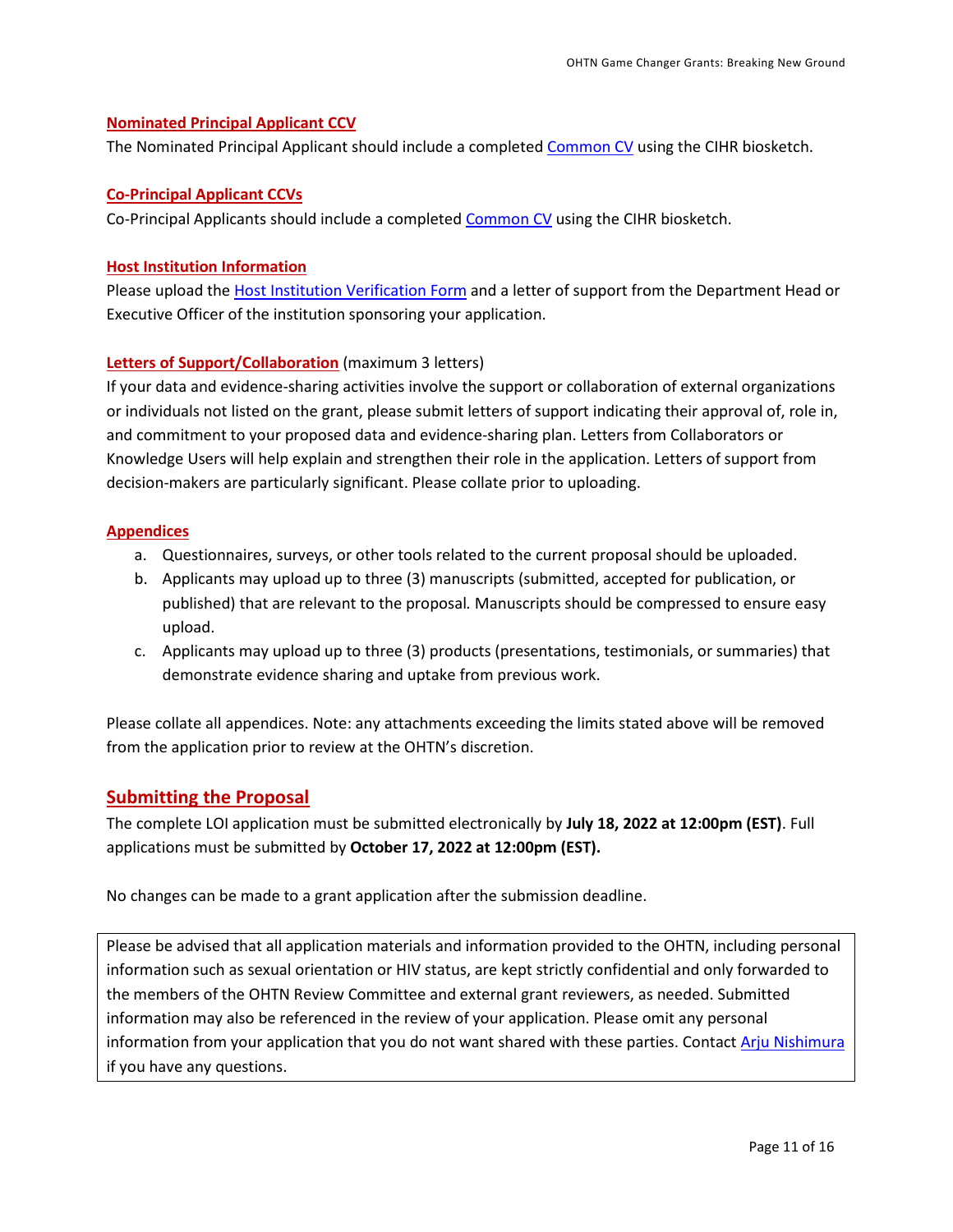### Nominated Principal Applicant CCV

The Nominated Principal Applicant should include a completed Common CV using the CIHR biosketch.

### Co-Principal Applicant CCVs

Co-Principal Applicants should include a completed Common CV using the CIHR biosketch.

### Host Institution Information

Please upload the Host Institution Verification Form and a letter of support from the Department Head or Executive Officer of the institution sponsoring your application.

### Letters of Support/Collaboration (maximum 3 letters)

If your data and evidence-sharing activities involve the support or collaboration of external organizations or individuals not listed on the grant, please submit letters of support indicating their approval of, role in, and commitment to your proposed data and evidence-sharing plan. Letters from Collaborators or Knowledge Users will help explain and strengthen their role in the application. Letters of support from decision-makers are particularly significant. Please collate prior to uploading.

### Appendices

a. Questionnaires, surveys, or other tools related to the current proposal should be uploaded.
b. Applicants may upload up to three (3) manuscripts (submitted, accepted for publication, or published) that are relevant to the proposal. Manuscripts should be compressed to ensure easy upload.
c. Applicants may upload up to three (3) products (presentations, testimonials, or summaries) that demonstrate evidence sharing and uptake from previous work.

Please collate all appendices. Note: any attachments exceeding the limits stated above will be removed from the application prior to review at the OHTN's discretion.

## Submitting the Proposal

The complete LOI application must be submitted electronically by **July 18, 2022 at 12:00pm (EST)**. Full applications must be submitted by **October 17, 2022 at 12:00pm (EST).**

No changes can be made to a grant application after the submission deadline.

Please be advised that all application materials and information provided to the OHTN, including personal information such as sexual orientation or HIV status, are kept strictly confidential and only forwarded to the members of the OHTN Review Committee and external grant reviewers, as needed. Submitted information may also be referenced in the review of your application. Please omit any personal information from your application that you do not want shared with these parties. Contact Arju Nishimura if you have any questions.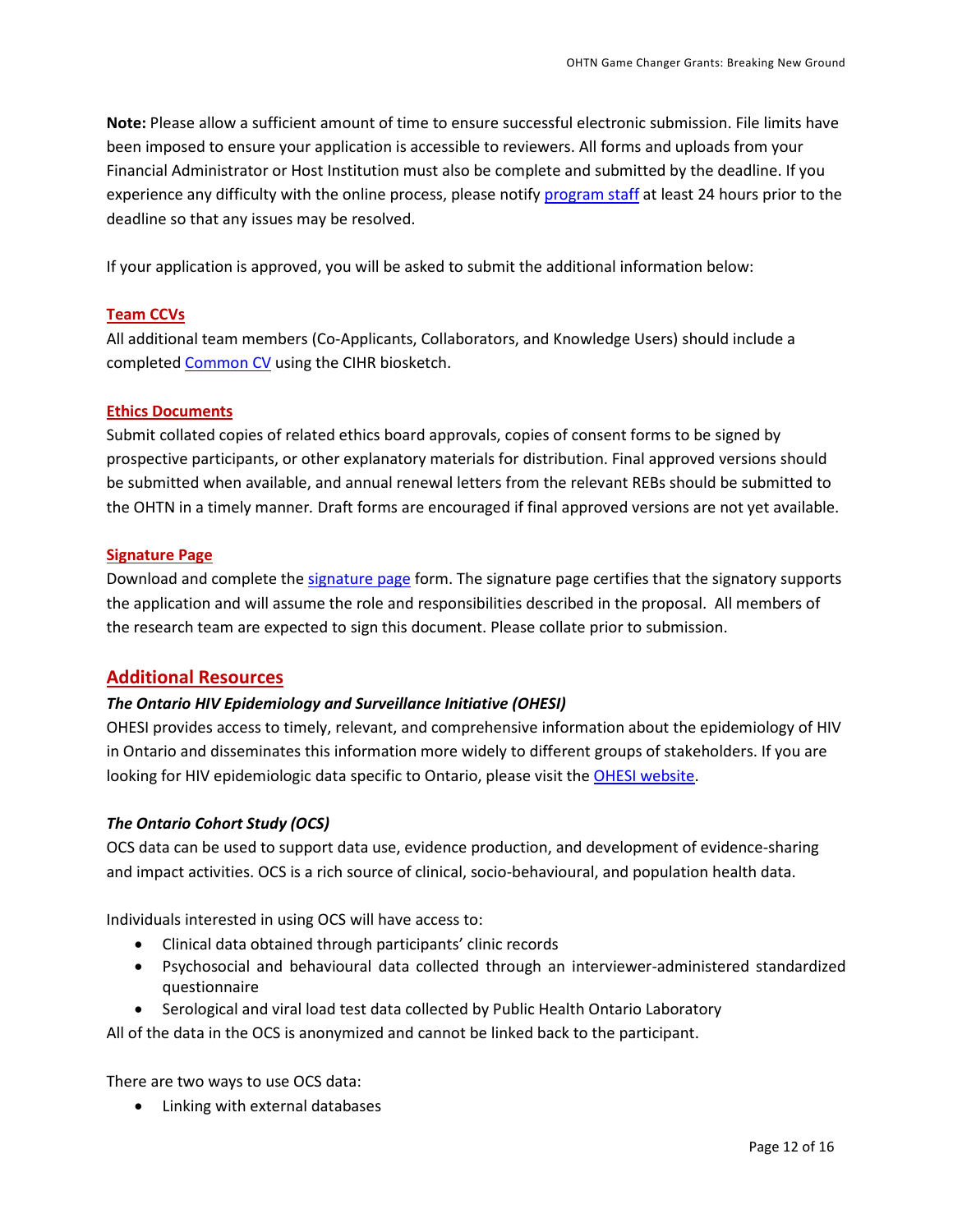**Note:** Please allow a sufficient amount of time to ensure successful electronic submission. File limits have been imposed to ensure your application is accessible to reviewers. All forms and uploads from your Financial Administrator or Host Institution must also be complete and submitted by the deadline. If you experience any difficulty with the online process, please notify program staff at least 24 hours prior to the deadline so that any issues may be resolved.

If your application is approved, you will be asked to submit the additional information below:

**Team CCVs**

All additional team members (Co-Applicants, Collaborators, and Knowledge Users) should include a completed Common CV using the CIHR biosketch.

**Ethics Documents**

Submit collated copies of related ethics board approvals, copies of consent forms to be signed by prospective participants, or other explanatory materials for distribution. Final approved versions should be submitted when available, and annual renewal letters from the relevant REBs should be submitted to the OHTN in a timely manner. Draft forms are encouraged if final approved versions are not yet available.

**Signature Page**

Download and complete the signature page form. The signature page certifies that the signatory supports the application and will assume the role and responsibilities described in the proposal. All members of the research team are expected to sign this document. Please collate prior to submission.

## Additional Resources

***The Ontario HIV Epidemiology and Surveillance Initiative (OHESI)***

OHESI provides access to timely, relevant, and comprehensive information about the epidemiology of HIV in Ontario and disseminates this information more widely to different groups of stakeholders. If you are looking for HIV epidemiologic data specific to Ontario, please visit the OHESI website.

***The Ontario Cohort Study (OCS)***

OCS data can be used to support data use, evidence production, and development of evidence-sharing and impact activities. OCS is a rich source of clinical, socio-behavioural, and population health data.

Individuals interested in using OCS will have access to:

- Clinical data obtained through participants' clinic records
- Psychosocial and behavioural data collected through an interviewer-administered standardized questionnaire
- Serological and viral load test data collected by Public Health Ontario Laboratory

All of the data in the OCS is anonymized and cannot be linked back to the participant.

There are two ways to use OCS data:

- Linking with external databases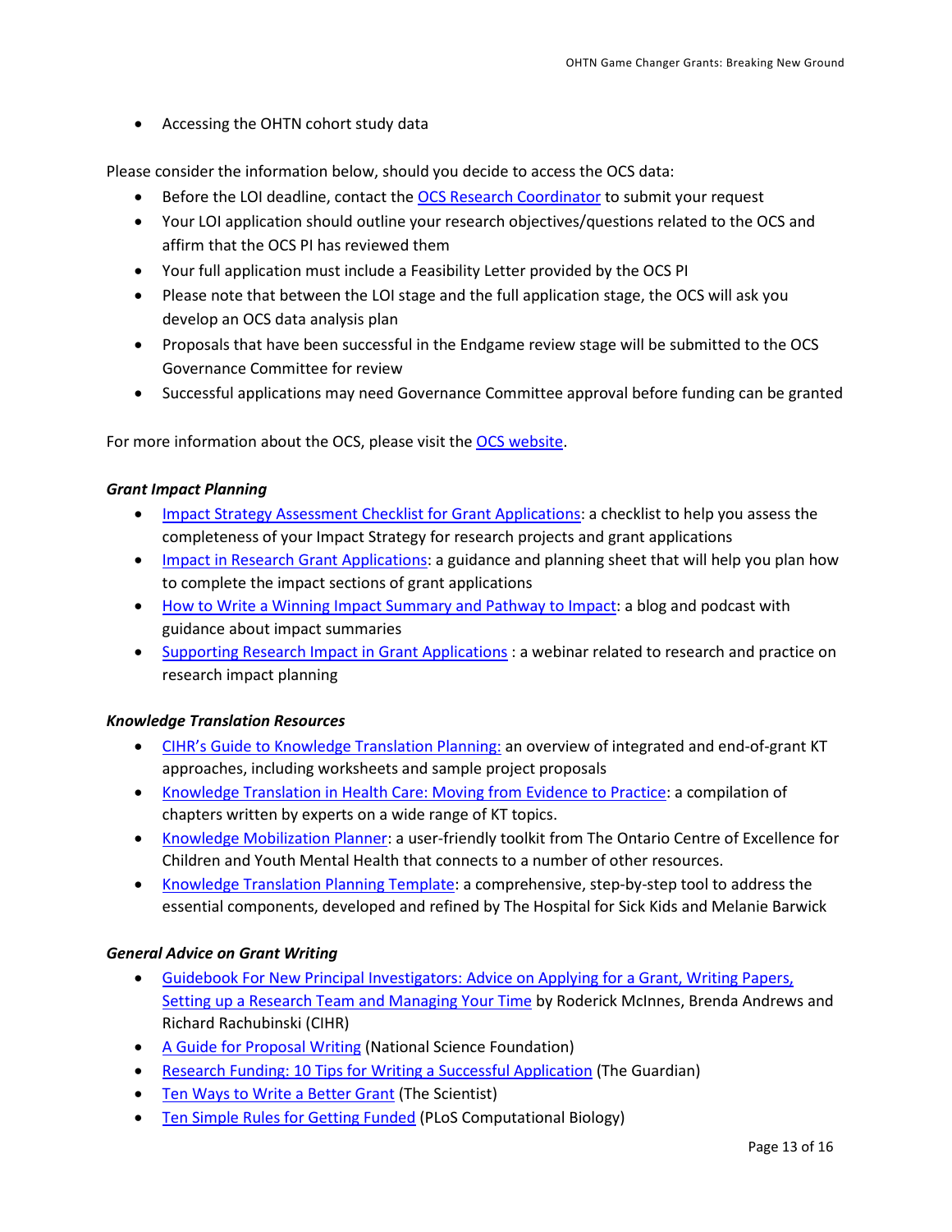- Accessing the OHTN cohort study data

Please consider the information below, should you decide to access the OCS data:

- Before the LOI deadline, contact the OCS Research Coordinator to submit your request
- Your LOI application should outline your research objectives/questions related to the OCS and affirm that the OCS PI has reviewed them
- Your full application must include a Feasibility Letter provided by the OCS PI
- Please note that between the LOI stage and the full application stage, the OCS will ask you develop an OCS data analysis plan
- Proposals that have been successful in the Endgame review stage will be submitted to the OCS Governance Committee for review
- Successful applications may need Governance Committee approval before funding can be granted

For more information about the OCS, please visit the OCS website.

#### *Grant Impact Planning*

- Impact Strategy Assessment Checklist for Grant Applications: a checklist to help you assess the completeness of your Impact Strategy for research projects and grant applications
- Impact in Research Grant Applications: a guidance and planning sheet that will help you plan how to complete the impact sections of grant applications
- How to Write a Winning Impact Summary and Pathway to Impact: a blog and podcast with guidance about impact summaries
- Supporting Research Impact in Grant Applications : a webinar related to research and practice on research impact planning

#### *Knowledge Translation Resources*

- CIHR's Guide to Knowledge Translation Planning: an overview of integrated and end-of-grant KT approaches, including worksheets and sample project proposals
- Knowledge Translation in Health Care: Moving from Evidence to Practice: a compilation of chapters written by experts on a wide range of KT topics.
- Knowledge Mobilization Planner: a user-friendly toolkit from The Ontario Centre of Excellence for Children and Youth Mental Health that connects to a number of other resources.
- Knowledge Translation Planning Template: a comprehensive, step-by-step tool to address the essential components, developed and refined by The Hospital for Sick Kids and Melanie Barwick

#### *General Advice on Grant Writing*

- Guidebook For New Principal Investigators: Advice on Applying for a Grant, Writing Papers, Setting up a Research Team and Managing Your Time by Roderick McInnes, Brenda Andrews and Richard Rachubinski (CIHR)
- A Guide for Proposal Writing (National Science Foundation)
- Research Funding: 10 Tips for Writing a Successful Application (The Guardian)
- Ten Ways to Write a Better Grant (The Scientist)
- Ten Simple Rules for Getting Funded (PLoS Computational Biology)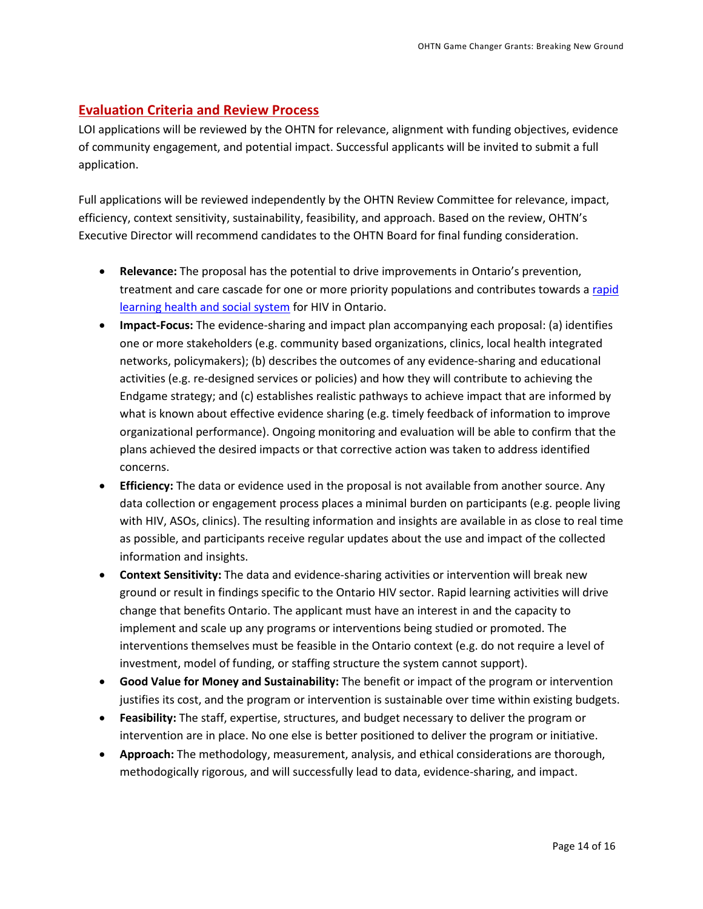## Evaluation Criteria and Review Process

LOI applications will be reviewed by the OHTN for relevance, alignment with funding objectives, evidence of community engagement, and potential impact. Successful applicants will be invited to submit a full application.

Full applications will be reviewed independently by the OHTN Review Committee for relevance, impact, efficiency, context sensitivity, sustainability, feasibility, and approach. Based on the review, OHTN's Executive Director will recommend candidates to the OHTN Board for final funding consideration.

- **Relevance:** The proposal has the potential to drive improvements in Ontario's prevention, treatment and care cascade for one or more priority populations and contributes towards a rapid learning health and social system for HIV in Ontario.
- **Impact-Focus:** The evidence-sharing and impact plan accompanying each proposal: (a) identifies one or more stakeholders (e.g. community based organizations, clinics, local health integrated networks, policymakers); (b) describes the outcomes of any evidence-sharing and educational activities (e.g. re-designed services or policies) and how they will contribute to achieving the Endgame strategy; and (c) establishes realistic pathways to achieve impact that are informed by what is known about effective evidence sharing (e.g. timely feedback of information to improve organizational performance). Ongoing monitoring and evaluation will be able to confirm that the plans achieved the desired impacts or that corrective action was taken to address identified concerns.
- **Efficiency:** The data or evidence used in the proposal is not available from another source. Any data collection or engagement process places a minimal burden on participants (e.g. people living with HIV, ASOs, clinics). The resulting information and insights are available in as close to real time as possible, and participants receive regular updates about the use and impact of the collected information and insights.
- **Context Sensitivity:** The data and evidence-sharing activities or intervention will break new ground or result in findings specific to the Ontario HIV sector. Rapid learning activities will drive change that benefits Ontario. The applicant must have an interest in and the capacity to implement and scale up any programs or interventions being studied or promoted. The interventions themselves must be feasible in the Ontario context (e.g. do not require a level of investment, model of funding, or staffing structure the system cannot support).
- **Good Value for Money and Sustainability:** The benefit or impact of the program or intervention justifies its cost, and the program or intervention is sustainable over time within existing budgets.
- **Feasibility:** The staff, expertise, structures, and budget necessary to deliver the program or intervention are in place. No one else is better positioned to deliver the program or initiative.
- **Approach:** The methodology, measurement, analysis, and ethical considerations are thorough, methodologically rigorous, and will successfully lead to data, evidence-sharing, and impact.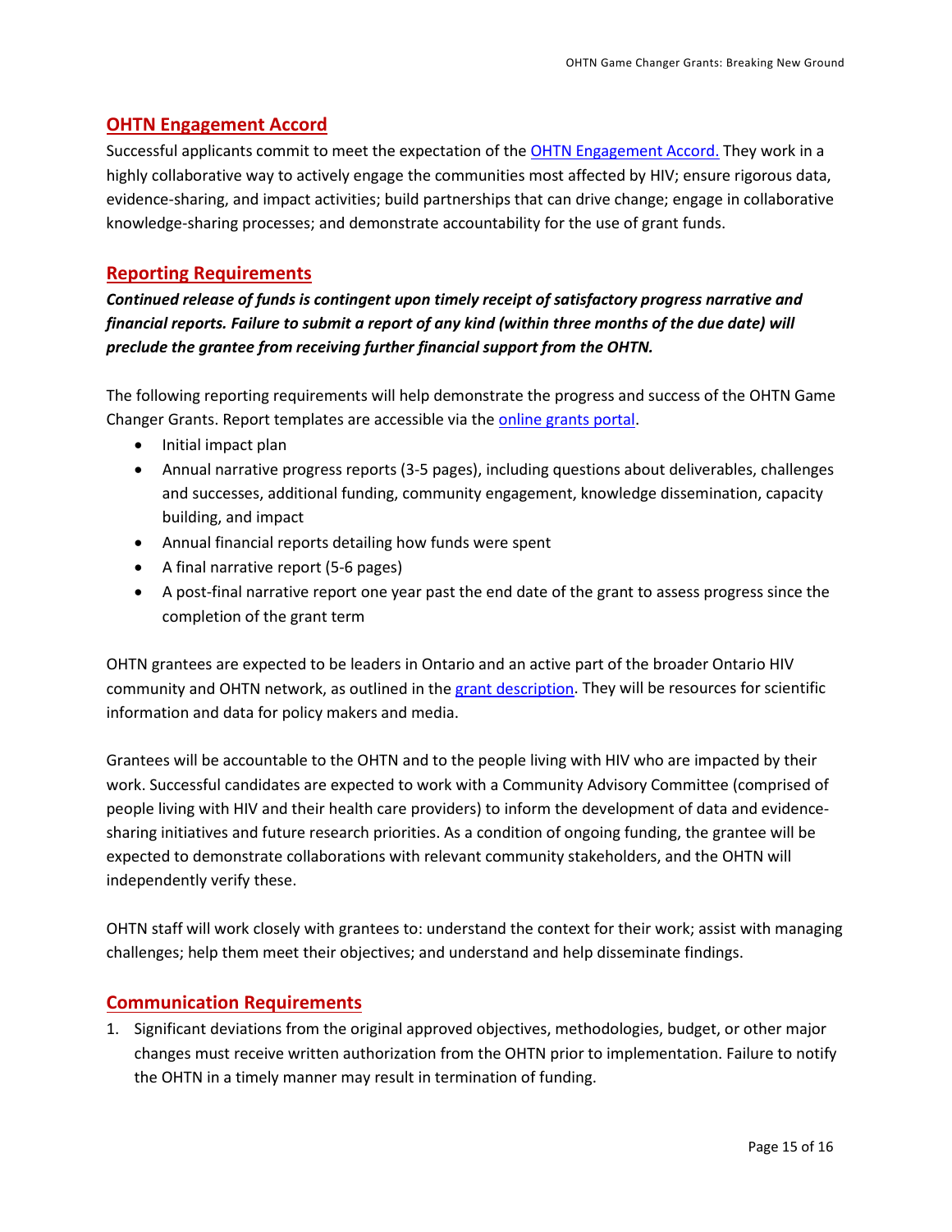## OHTN Engagement Accord

Successful applicants commit to meet the expectation of the [OHTN Engagement Accord.](#) They work in a highly collaborative way to actively engage the communities most affected by HIV; ensure rigorous data, evidence-sharing, and impact activities; build partnerships that can drive change; engage in collaborative knowledge-sharing processes; and demonstrate accountability for the use of grant funds.

## Reporting Requirements

***Continued release of funds is contingent upon timely receipt of satisfactory progress narrative and financial reports. Failure to submit a report of any kind (within three months of the due date) will preclude the grantee from receiving further financial support from the OHTN.***

The following reporting requirements will help demonstrate the progress and success of the OHTN Game Changer Grants. Report templates are accessible via the [online grants portal](#).

- Initial impact plan
- Annual narrative progress reports (3-5 pages), including questions about deliverables, challenges and successes, additional funding, community engagement, knowledge dissemination, capacity building, and impact
- Annual financial reports detailing how funds were spent
- A final narrative report (5-6 pages)
- A post-final narrative report one year past the end date of the grant to assess progress since the completion of the grant term

OHTN grantees are expected to be leaders in Ontario and an active part of the broader Ontario HIV community and OHTN network, as outlined in the [grant description](#). They will be resources for scientific information and data for policy makers and media.

Grantees will be accountable to the OHTN and to the people living with HIV who are impacted by their work. Successful candidates are expected to work with a Community Advisory Committee (comprised of people living with HIV and their health care providers) to inform the development of data and evidence-sharing initiatives and future research priorities. As a condition of ongoing funding, the grantee will be expected to demonstrate collaborations with relevant community stakeholders, and the OHTN will independently verify these.

OHTN staff will work closely with grantees to: understand the context for their work; assist with managing challenges; help them meet their objectives; and understand and help disseminate findings.

## Communication Requirements

1. Significant deviations from the original approved objectives, methodologies, budget, or other major changes must receive written authorization from the OHTN prior to implementation. Failure to notify the OHTN in a timely manner may result in termination of funding.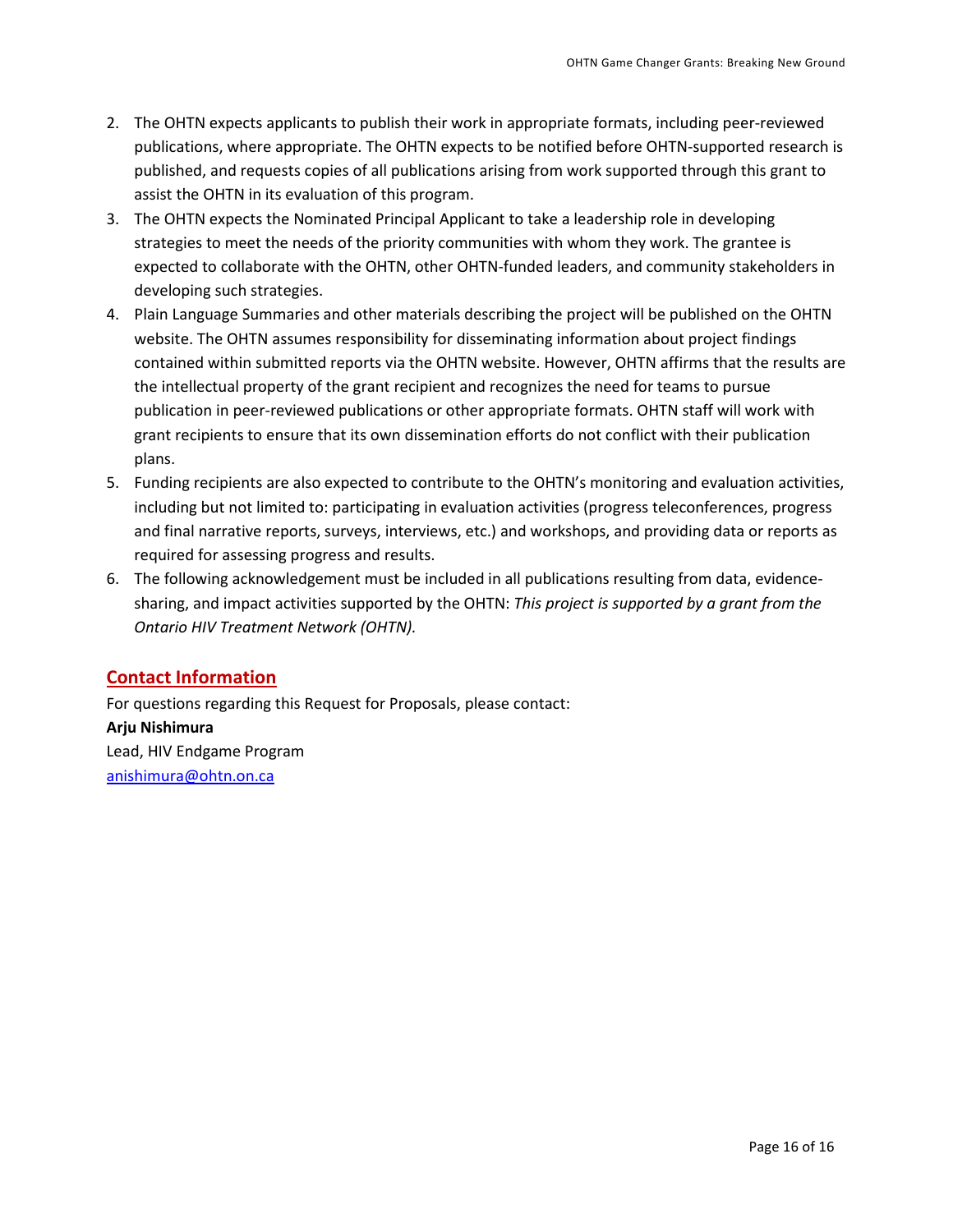2. The OHTN expects applicants to publish their work in appropriate formats, including peer-reviewed publications, where appropriate. The OHTN expects to be notified before OHTN-supported research is published, and requests copies of all publications arising from work supported through this grant to assist the OHTN in its evaluation of this program.
3. The OHTN expects the Nominated Principal Applicant to take a leadership role in developing strategies to meet the needs of the priority communities with whom they work. The grantee is expected to collaborate with the OHTN, other OHTN-funded leaders, and community stakeholders in developing such strategies.
4. Plain Language Summaries and other materials describing the project will be published on the OHTN website. The OHTN assumes responsibility for disseminating information about project findings contained within submitted reports via the OHTN website. However, OHTN affirms that the results are the intellectual property of the grant recipient and recognizes the need for teams to pursue publication in peer-reviewed publications or other appropriate formats. OHTN staff will work with grant recipients to ensure that its own dissemination efforts do not conflict with their publication plans.
5. Funding recipients are also expected to contribute to the OHTN's monitoring and evaluation activities, including but not limited to: participating in evaluation activities (progress teleconferences, progress and final narrative reports, surveys, interviews, etc.) and workshops, and providing data or reports as required for assessing progress and results.
6. The following acknowledgement must be included in all publications resulting from data, evidence-sharing, and impact activities supported by the OHTN: *This project is supported by a grant from the Ontario HIV Treatment Network (OHTN).*

## Contact Information

For questions regarding this Request for Proposals, please contact:

**Arju Nishimura**
Lead, HIV Endgame Program
anishimura@ohtn.on.ca